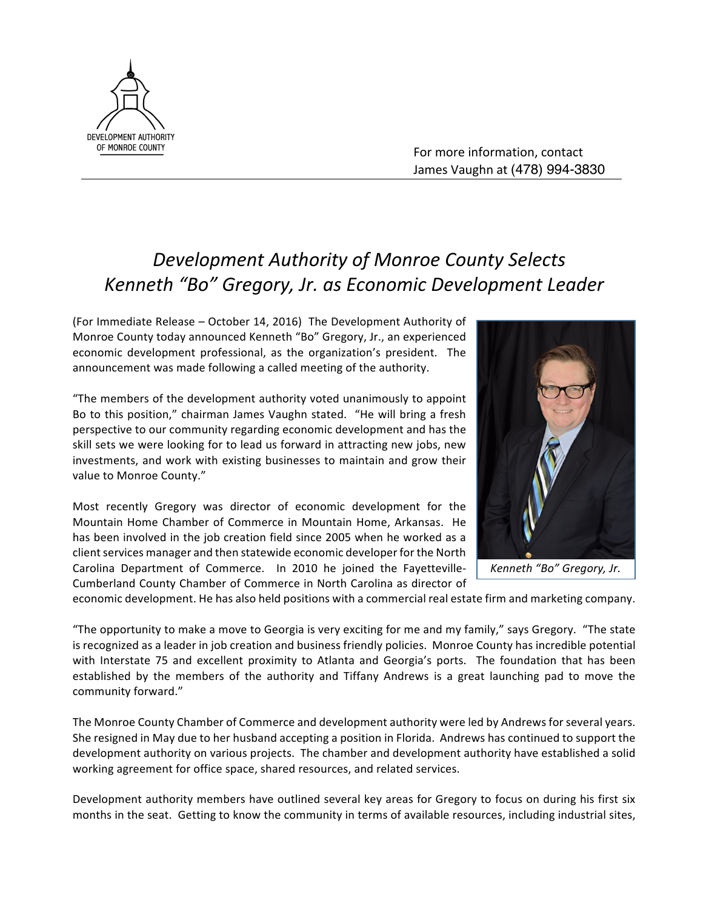DEVELOPMENT AUTHORITY OF MONROE COUNTY

For more information, contact
James Vaughn at (478) 994-3830

# *Development Authority of Monroe County Selects Kenneth "Bo" Gregory, Jr. as Economic Development Leader*

(For Immediate Release – October 14, 2016) The Development Authority of Monroe County today announced Kenneth "Bo" Gregory, Jr., an experienced economic development professional, as the organization's president. The announcement was made following a called meeting of the authority.

"The members of the development authority voted unanimously to appoint Bo to this position," chairman James Vaughn stated. "He will bring a fresh perspective to our community regarding economic development and has the skill sets we were looking for to lead us forward in attracting new jobs, new investments, and work with existing businesses to maintain and grow their value to Monroe County."

*Kenneth "Bo" Gregory, Jr.*

Most recently Gregory was director of economic development for the Mountain Home Chamber of Commerce in Mountain Home, Arkansas. He has been involved in the job creation field since 2005 when he worked as a client services manager and then statewide economic developer for the North Carolina Department of Commerce. In 2010 he joined the Fayetteville-Cumberland County Chamber of Commerce in North Carolina as director of economic development. He has also held positions with a commercial real estate firm and marketing company.

"The opportunity to make a move to Georgia is very exciting for me and my family," says Gregory. "The state is recognized as a leader in job creation and business friendly policies. Monroe County has incredible potential with Interstate 75 and excellent proximity to Atlanta and Georgia's ports. The foundation that has been established by the members of the authority and Tiffany Andrews is a great launching pad to move the community forward."

The Monroe County Chamber of Commerce and development authority were led by Andrews for several years. She resigned in May due to her husband accepting a position in Florida. Andrews has continued to support the development authority on various projects. The chamber and development authority have established a solid working agreement for office space, shared resources, and related services.

Development authority members have outlined several key areas for Gregory to focus on during his first six months in the seat. Getting to know the community in terms of available resources, including industrial sites,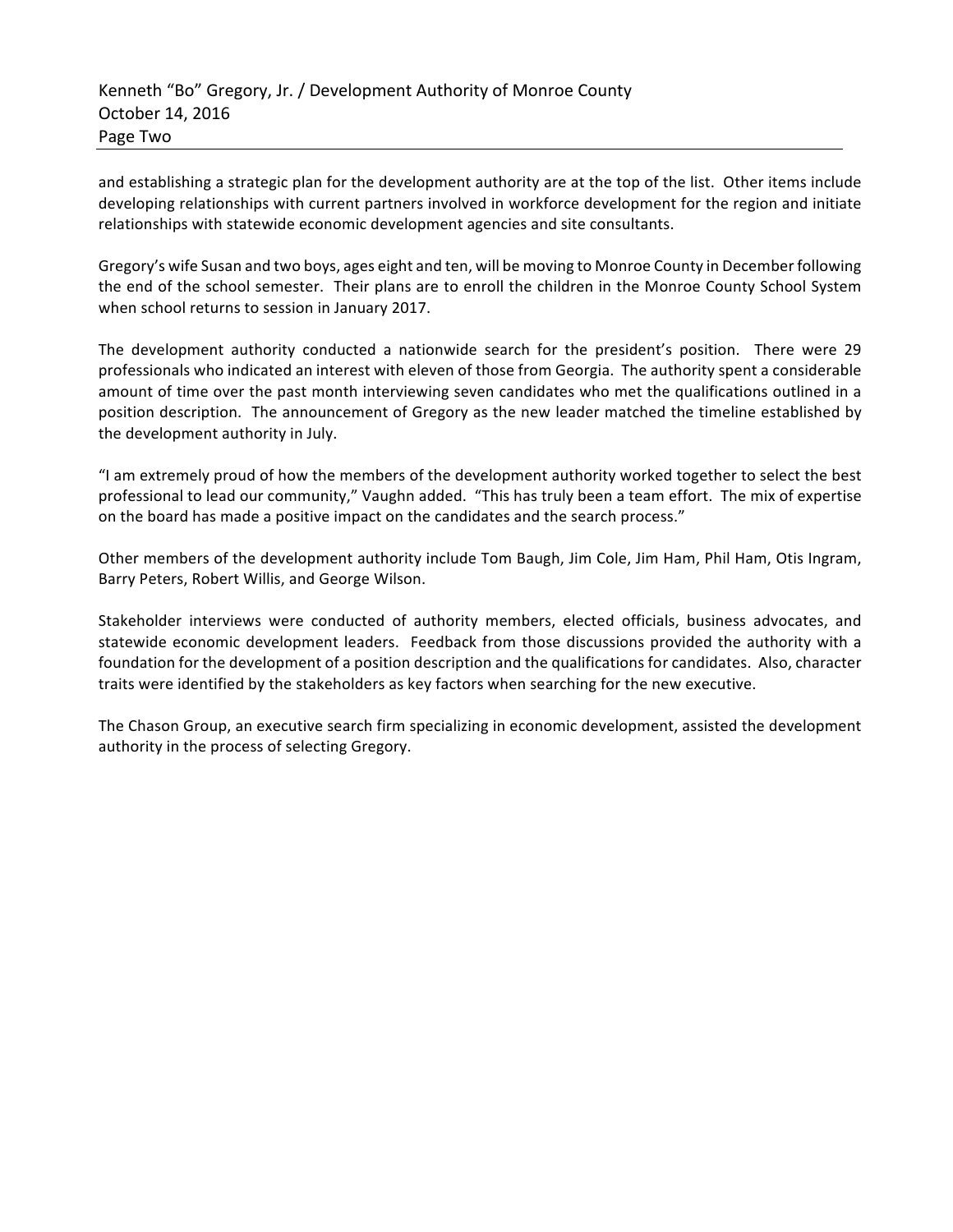and establishing a strategic plan for the development authority are at the top of the list. Other items include developing relationships with current partners involved in workforce development for the region and initiate relationships with statewide economic development agencies and site consultants.

Gregory's wife Susan and two boys, ages eight and ten, will be moving to Monroe County in December following the end of the school semester. Their plans are to enroll the children in the Monroe County School System when school returns to session in January 2017.

The development authority conducted a nationwide search for the president's position. There were 29 professionals who indicated an interest with eleven of those from Georgia. The authority spent a considerable amount of time over the past month interviewing seven candidates who met the qualifications outlined in a position description. The announcement of Gregory as the new leader matched the timeline established by the development authority in July.

"I am extremely proud of how the members of the development authority worked together to select the best professional to lead our community," Vaughn added. "This has truly been a team effort. The mix of expertise on the board has made a positive impact on the candidates and the search process."

Other members of the development authority include Tom Baugh, Jim Cole, Jim Ham, Phil Ham, Otis Ingram, Barry Peters, Robert Willis, and George Wilson.

Stakeholder interviews were conducted of authority members, elected officials, business advocates, and statewide economic development leaders. Feedback from those discussions provided the authority with a foundation for the development of a position description and the qualifications for candidates. Also, character traits were identified by the stakeholders as key factors when searching for the new executive.

The Chason Group, an executive search firm specializing in economic development, assisted the development authority in the process of selecting Gregory.